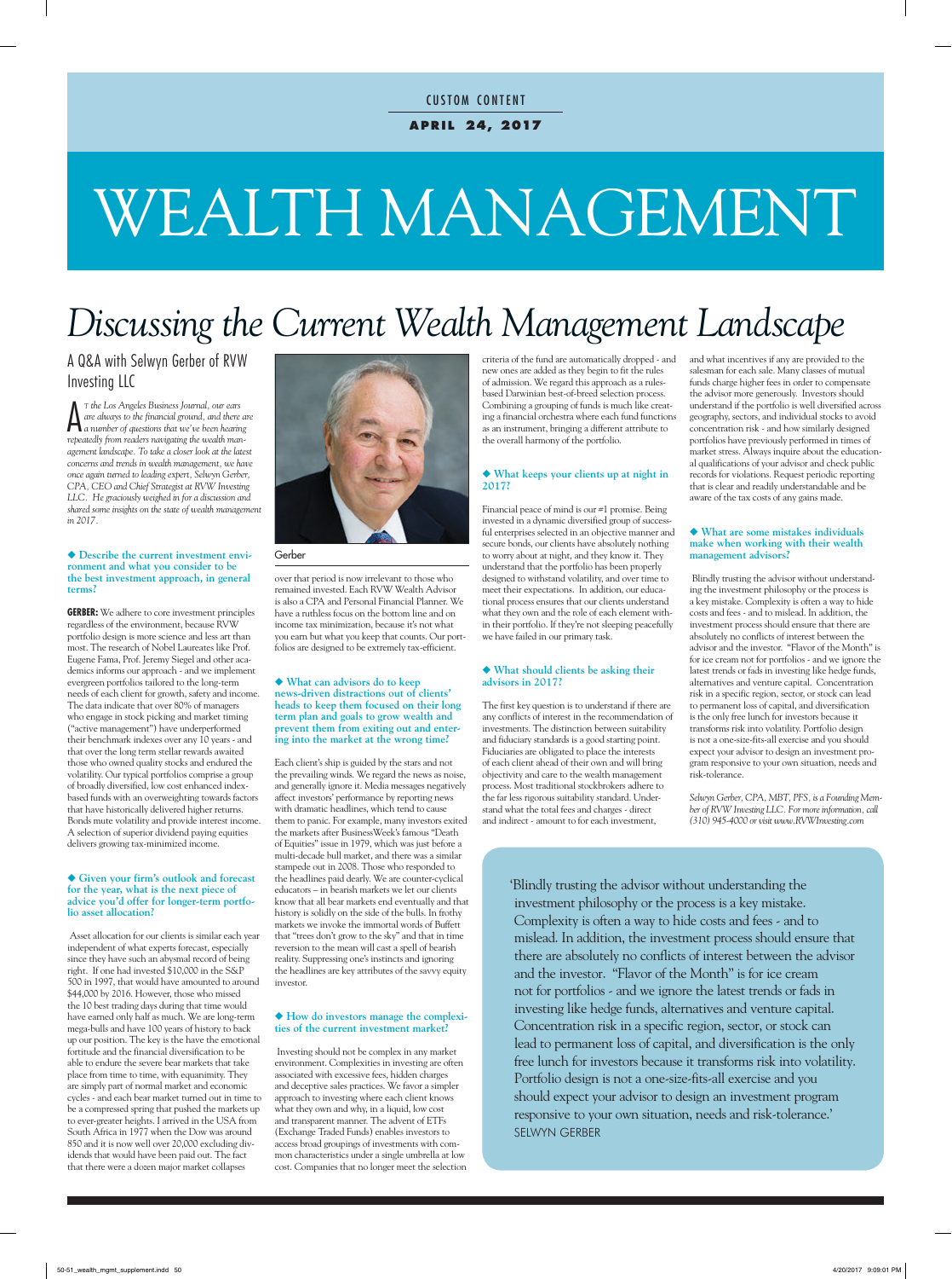CUSTOM CONTENT

**APRIL 24, 2017**

# WEALTH MANAGEMENT

# *Discussing the Current Wealth Management Landscape*

## A Q&A with Selwyn Gerber of RVW Investing LLC

*At the Los Angeles Business Journal, our ears are always to the financial ground, and there are a number of questions that we've been hearing repeatedly from readers navigating the wealth management landscape. To take a closer look at the latest concerns and trends in wealth management, we have once again turned to leading expert, Selwyn Gerber, CPA, CEO and Chief Strategist at RVW Investing LLC. He graciously weighed in for a discussion and shared some insights on the state of wealth management in 2017.*

Gerber

### ◆ Describe the current investment environment and what you consider to be the best investment approach, in general terms?

**GERBER:** We adhere to core investment principles regardless of the environment, because RVW portfolio design is more science and less art than most. The research of Nobel Laureates like Prof. Eugene Fama, Prof. Jeremy Siegel and other academics informs our approach - and we implement evergreen portfolios tailored to the long-term needs of each client for growth, safety and income. The data indicate that over 80% of managers who engage in stock picking and market timing ("active management") have underperformed their benchmark indexes over any 10 years - and that over the long term stellar rewards awaited those who owned quality stocks and endured the volatility. Our typical portfolios comprise a group of broadly diversified, low cost enhanced index-based funds with an overweighting towards factors that have historically delivered higher returns. Bonds mute volatility and provide interest income. A selection of superior dividend paying equities delivers growing tax-minimized income.

### ◆ Given your firm's outlook and forecast for the year, what is the next piece of advice you'd offer for longer-term portfolio asset allocation?

Asset allocation for our clients is similar each year independent of what experts forecast, especially since they have such an abysmal record of being right. If one had invested $10,000 in the S&P 500 in 1997, that would have amounted to around $44,000 by 2016. However, those who missed the 10 best trading days during that time would have earned only half as much. We are long-term mega-bulls and have 100 years of history to back up our position. The key is the have the emotional fortitude and the financial diversification to be able to endure the severe bear markets that take place from time to time, with equanimity. They are simply part of normal market and economic cycles - and each bear market turned out in time to be a compressed spring that pushed the markets up to ever-greater heights. I arrived in the USA from South Africa in 1977 when the Dow was around 850 and it is now well over 20,000 excluding dividends that would have been paid out. The fact that there were a dozen major market collapses over that period is now irrelevant to those who remained invested. Each RVW Wealth Advisor is also a CPA and Personal Financial Planner. We have a ruthless focus on the bottom line and on income tax minimization, because it's not what you earn but what you keep that counts. Our portfolios are designed to be extremely tax-efficient.

### ◆ What can advisors do to keep news-driven distractions out of clients' heads to keep them focused on their long term plan and goals to grow wealth and prevent them from exiting out and entering into the market at the wrong time?

Each client's ship is guided by the stars and not the prevailing winds. We regard the news as noise, and generally ignore it. Media messages negatively affect investors' performance by reporting news with dramatic headlines, which tend to cause them to panic. For example, many investors exited the markets after BusinessWeek's famous "Death of Equities" issue in 1979, which was just before a multi-decade bull market, and there was a similar stampede out in 2008. Those who responded to the headlines paid dearly. We are counter-cyclical educators – in bearish markets we let our clients know that all bear markets end eventually and that history is solidly on the side of the bulls. In frothy markets we invoke the immortal words of Buffett that "trees don't grow to the sky" and that in time reversion to the mean will cast a spell of bearish reality. Suppressing one's instincts and ignoring the headlines are key attributes of the savvy equity investor.

### ◆ How do investors manage the complexities of the current investment market?

Investing should not be complex in any market environment. Complexities in investing are often associated with excessive fees, hidden charges and deceptive sales practices. We favor a simpler approach to investing where each client knows what they own and why, in a liquid, low cost and transparent manner. The advent of ETFs (Exchange Traded Funds) enables investors to access broad groupings of investments with common characteristics under a single umbrella at low cost. Companies that no longer meet the selection criteria of the fund are automatically dropped - and new ones are added as they begin to fit the rules of admission. We regard this approach as a rules-based Darwinian best-of-breed selection process. Combining a grouping of funds is much like creating a financial orchestra where each fund functions as an instrument, bringing a different attribute to the overall harmony of the portfolio.

### ◆ What keeps your clients up at night in 2017?

Financial peace of mind is our #1 promise. Being invested in a dynamic diversified group of successful enterprises selected in an objective manner and secure bonds, our clients have absolutely nothing to worry about at night, and they know it. They understand that the portfolio has been properly designed to withstand volatility, and over time to meet their expectations. In addition, our educational process ensures that our clients understand what they own and the role of each element within their portfolio. If they're not sleeping peacefully we have failed in our primary task.

### ◆ What should clients be asking their advisors in 2017?

The first key question is to understand if there are any conflicts of interest in the recommendation of investments. The distinction between suitability and fiduciary standards is a good starting point. Fiduciaries are obligated to place the interests of each client ahead of their own and will bring objectivity and care to the wealth management process. Most traditional stockbrokers adhere to the far less rigorous suitability standard. Understand what the total fees and charges - direct and indirect - amount to for each investment, and what incentives if any are provided to the salesman for each sale. Many classes of mutual funds charge higher fees in order to compensate the advisor more generously. Investors should understand if the portfolio is well diversified across geography, sectors, and individual stocks to avoid concentration risk - and how similarly designed portfolios have previously performed in times of market stress. Always inquire about the educational qualifications of your advisor and check public records for violations. Request periodic reporting that is clear and readily understandable and be aware of the tax costs of any gains made.

### ◆ What are some mistakes individuals make when working with their wealth management advisors?

Blindly trusting the advisor without understanding the investment philosophy or the process is a key mistake. Complexity is often a way to hide costs and fees - and to mislead. In addition, the investment process should ensure that there are absolutely no conflicts of interest between the advisor and the investor. "Flavor of the Month" is for ice cream not for portfolios - and we ignore the latest trends or fads in investing like hedge funds, alternatives and venture capital. Concentration risk in a specific region, sector, or stock can lead to permanent loss of capital, and diversification is the only free lunch for investors because it transforms risk into volatility. Portfolio design is not a one-size-fits-all exercise and you should expect your advisor to design an investment program responsive to your own situation, needs and risk-tolerance.

*Selwyn Gerber, CPA, MBT, PFS, is a Founding Member of RVW Investing LLC. For more information, call (310) 945-4000 or visit www.RVWInvesting.com*

> 'Blindly trusting the advisor without understanding the investment philosophy or the process is a key mistake. Complexity is often a way to hide costs and fees - and to mislead. In addition, the investment process should ensure that there are absolutely no conflicts of interest between the advisor and the investor. "Flavor of the Month" is for ice cream not for portfolios - and we ignore the latest trends or fads in investing like hedge funds, alternatives and venture capital. Concentration risk in a specific region, sector, or stock can lead to permanent loss of capital, and diversification is the only free lunch for investors because it transforms risk into volatility. Portfolio design is not a one-size-fits-all exercise and you should expect your advisor to design an investment program responsive to your own situation, needs and risk-tolerance.'
>
> SELWYN GERBER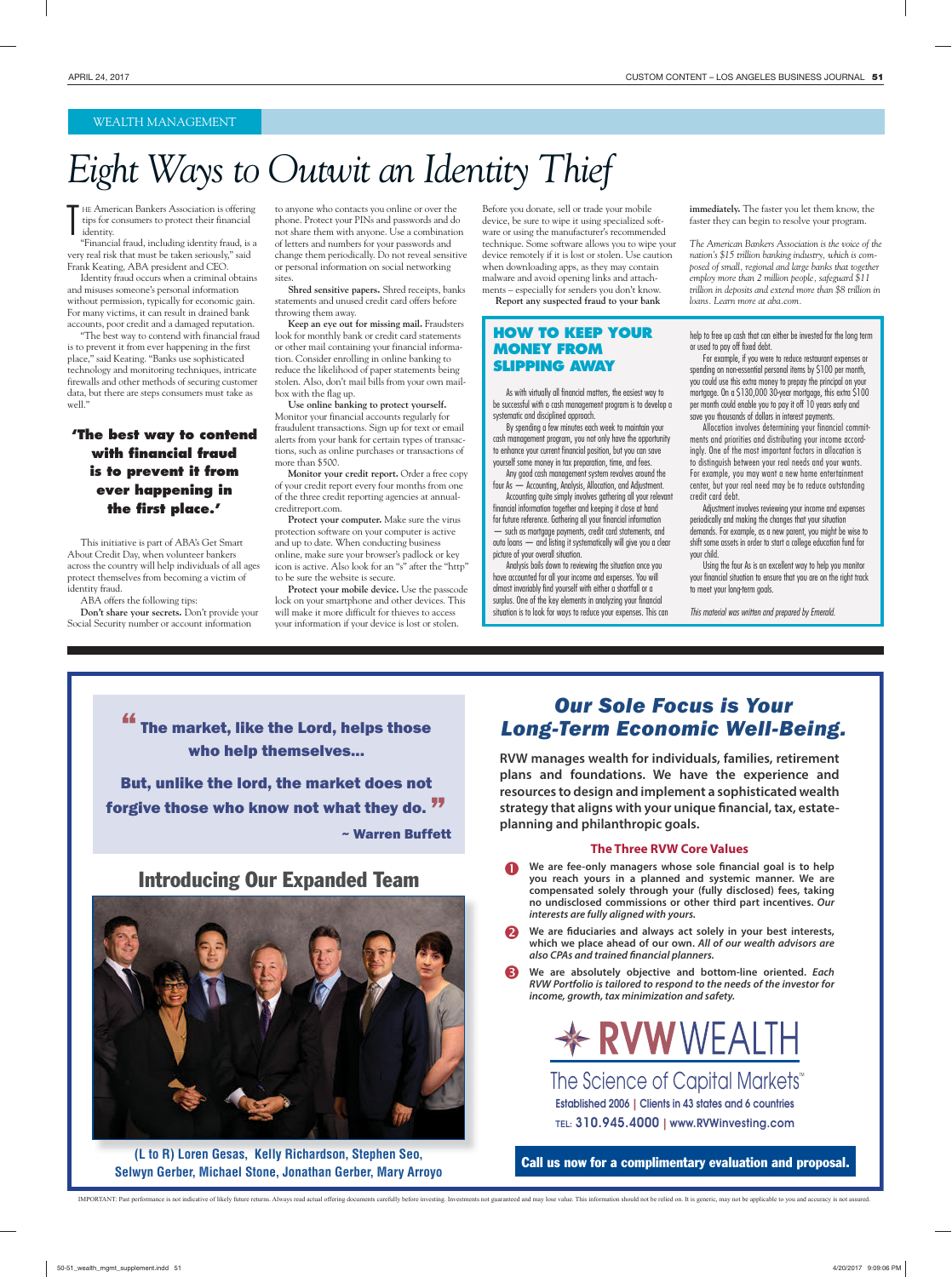WEALTH MANAGEMENT

# Eight Ways to Outwit an Identity Thief

THE American Bankers Association is offering tips for consumers to protect their financial identity.

"Financial fraud, including identity fraud, is a very real risk that must be taken seriously," said Frank Keating, ABA president and CEO.

Identity fraud occurs when a criminal obtains and misuses someone's personal information without permission, typically for economic gain. For many victims, it can result in drained bank accounts, poor credit and a damaged reputation.

"The best way to contend with financial fraud is to prevent it from ever happening in the first place," said Keating. "Banks use sophisticated technology and monitoring techniques, intricate firewalls and other methods of securing customer data, but there are steps consumers must take as well."

> **'The best way to contend with financial fraud is to prevent it from ever happening in the first place.'**

This initiative is part of ABA's Get Smart About Credit Day, when volunteer bankers across the country will help individuals of all ages protect themselves from becoming a victim of identity fraud.

ABA offers the following tips:

**Don't share your secrets.** Don't provide your Social Security number or account information to anyone who contacts you online or over the phone. Protect your PINs and passwords and do not share them with anyone. Use a combination of letters and numbers for your passwords and change them periodically. Do not reveal sensitive or personal information on social networking sites.

**Shred sensitive papers.** Shred receipts, banks statements and unused credit card offers before throwing them away.

**Keep an eye out for missing mail.** Fraudsters look for monthly bank or credit card statements or other mail containing your financial information. Consider enrolling in online banking to reduce the likelihood of paper statements being stolen. Also, don't mail bills from your own mailbox with the flag up.

**Use online banking to protect yourself.** Monitor your financial accounts regularly for fraudulent transactions. Sign up for text or email alerts from your bank for certain types of transactions, such as online purchases or transactions of more than $500.

**Monitor your credit report.** Order a free copy of your credit report every four months from one of the three credit reporting agencies at annualcreditreport.com.

**Protect your computer.** Make sure the virus protection software on your computer is active and up to date. When conducting business online, make sure your browser's padlock or key icon is active. Also look for an "s" after the "http" to be sure the website is secure.

**Protect your mobile device.** Use the passcode lock on your smartphone and other devices. This will make it more difficult for thieves to access your information if your device is lost or stolen. Before you donate, sell or trade your mobile device, be sure to wipe it using specialized software or using the manufacturer's recommended technique. Some software allows you to wipe your device remotely if it is lost or stolen. Use caution when downloading apps, as they may contain malware and avoid opening links and attachments – especially for senders you don't know.

**Report any suspected fraud to your bank immediately.** The faster you let them know, the faster they can begin to resolve your program.

*The American Bankers Association is the voice of the nation's $15 trillion banking industry, which is composed of small, regional and large banks that together employ more than 2 million people, safeguard $11 trillion in deposits and extend more than $8 trillion in loans. Learn more at aba.com.*

## HOW TO KEEP YOUR MONEY FROM SLIPPING AWAY

As with virtually all financial matters, the easiest way to be successful with a cash management program is to develop a systematic and disciplined approach.

By spending a few minutes each week to maintain your cash management program, you not only have the opportunity to enhance your current financial position, but you can save yourself some money in tax preparation, time, and fees.

Any good cash management system revolves around the four As — Accounting, Analysis, Allocation, and Adjustment.

Accounting quite simply involves gathering all your relevant financial information together and keeping it close at hand for future reference. Gathering all your financial information — such as mortgage payments, credit card statements, and auto loans — and listing it systematically will give you a clear picture of your overall situation.

Analysis boils down to reviewing the situation once you have accounted for all your income and expenses. You will almost invariably find yourself with either a shortfall or a surplus. One of the key elements in analyzing your financial situation is to look for ways to reduce your expenses. This can help to free up cash that can either be invested for the long term or used to pay off fixed debt.

For example, if you were to reduce restaurant expenses or spending on non-essential personal items by $100 per month, you could use this extra money to prepay the principal on your mortgage. On a $130,000 30-year mortgage, this extra $100 per month could enable you to pay it off 10 years early and save you thousands of dollars in interest payments.

Allocation involves determining your financial commitments and priorities and distributing your income accordingly. One of the most important factors in allocation is to distinguish between your real needs and your wants. For example, you may want a new home entertainment center, but your real need may be to reduce outstanding credit card debt.

Adjustment involves reviewing your income and expenses periodically and making the changes that your situation demands. For example, as a new parent, you might be wise to shift some assets in order to start a college education fund for your child.

Using the four As is an excellent way to help you monitor your financial situation to ensure that you are on the right track to meet your long-term goals.

*This material was written and prepared by Emerald.*

---

> **"The market, like the Lord, helps those who help themselves... But, unlike the lord, the market does not forgive those who know not what they do."**
> **~ Warren Buffett**

## Introducing Our Expanded Team

(L to R) Loren Gesas, Kelly Richardson, Stephen Seo, Selwyn Gerber, Michael Stone, Jonathan Gerber, Mary Arroyo

## *Our Sole Focus is Your Long-Term Economic Well-Being.*

**RVW manages wealth for individuals, families, retirement plans and foundations. We have the experience and resources to design and implement a sophisticated wealth strategy that aligns with your unique financial, tax, estate-planning and philanthropic goals.**

### The Three RVW Core Values

1. **We are fee-only managers whose sole financial goal is to help you reach yours in a planned and systemic manner. We are compensated solely through your (fully disclosed) fees, taking no undisclosed commissions or other third part incentives.** ***Our interests are fully aligned with yours.***
2. **We are fiduciaries and always act solely in your best interests, which we place ahead of our own.** ***All of our wealth advisors are also CPAs and trained financial planners.***
3. **We are absolutely objective and bottom-line oriented.** ***Each RVW Portfolio is tailored to respond to the needs of the investor for income, growth, tax minimization and safety.***

RVW WEALTH

The Science of Capital Markets™

**Established 2006 | Clients in 43 states and 6 countries**

**TEL: 310.945.4000 | www.RVWinvesting.com**

**Call us now for a complimentary evaluation and proposal.**

IMPORTANT: Past performance is not indicative of likely future returns. Always read actual offering documents carefully before investing. Investments not guaranteed and may lose value. This information should not be relied on. It is generic, may not be applicable to you and accuracy is not assured.